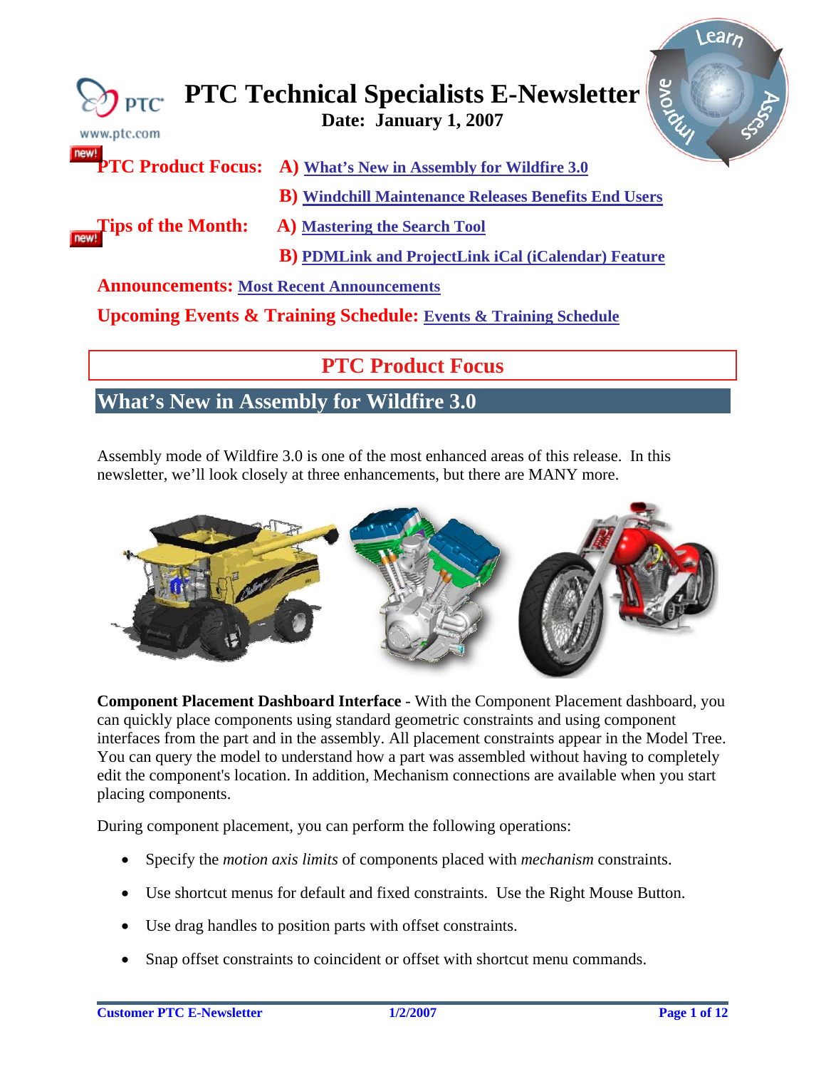# PTC Technical Specialists E-Newsletter

**Date: January 1, 2007**

www.ptc.com

**PTC Product Focus:** **A)** What's New in Assembly for Wildfire 3.0

**B)** Windchill Maintenance Releases Benefits End Users

**Tips of the Month:** **A)** Mastering the Search Tool

**B)** PDMLink and ProjectLink iCal (iCalendar) Feature

**Announcements:** Most Recent Announcements

**Upcoming Events & Training Schedule:** Events & Training Schedule

## PTC Product Focus

### What's New in Assembly for Wildfire 3.0

Assembly mode of Wildfire 3.0 is one of the most enhanced areas of this release. In this newsletter, we'll look closely at three enhancements, but there are MANY more.

**Component Placement Dashboard Interface** - With the Component Placement dashboard, you can quickly place components using standard geometric constraints and using component interfaces from the part and in the assembly. All placement constraints appear in the Model Tree. You can query the model to understand how a part was assembled without having to completely edit the component's location. In addition, Mechanism connections are available when you start placing components.

During component placement, you can perform the following operations:

- Specify the *motion axis limits* of components placed with *mechanism* constraints.
- Use shortcut menus for default and fixed constraints. Use the Right Mouse Button.
- Use drag handles to position parts with offset constraints.
- Snap offset constraints to coincident or offset with shortcut menu commands.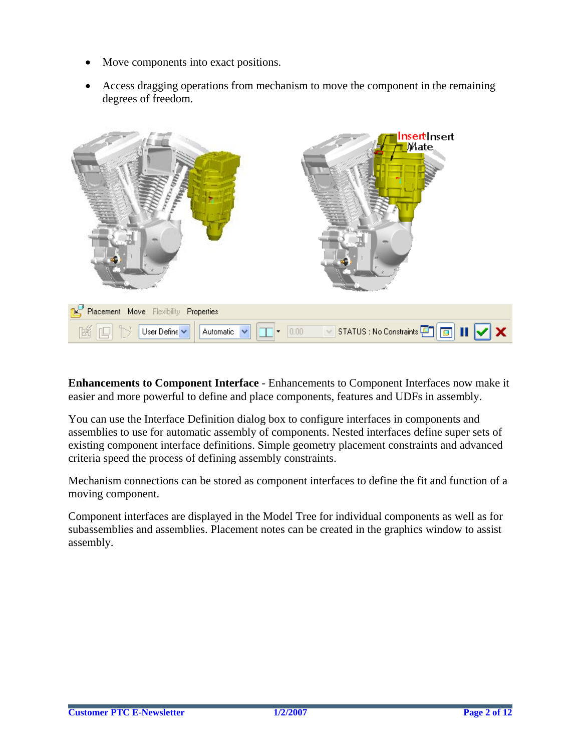- Move components into exact positions.
- Access dragging operations from mechanism to move the component in the remaining degrees of freedom.

**Enhancements to Component Interface** - Enhancements to Component Interfaces now make it easier and more powerful to define and place components, features and UDFs in assembly.

You can use the Interface Definition dialog box to configure interfaces in components and assemblies to use for automatic assembly of components. Nested interfaces define super sets of existing component interface definitions. Simple geometry placement constraints and advanced criteria speed the process of defining assembly constraints.

Mechanism connections can be stored as component interfaces to define the fit and function of a moving component.

Component interfaces are displayed in the Model Tree for individual components as well as for subassemblies and assemblies. Placement notes can be created in the graphics window to assist assembly.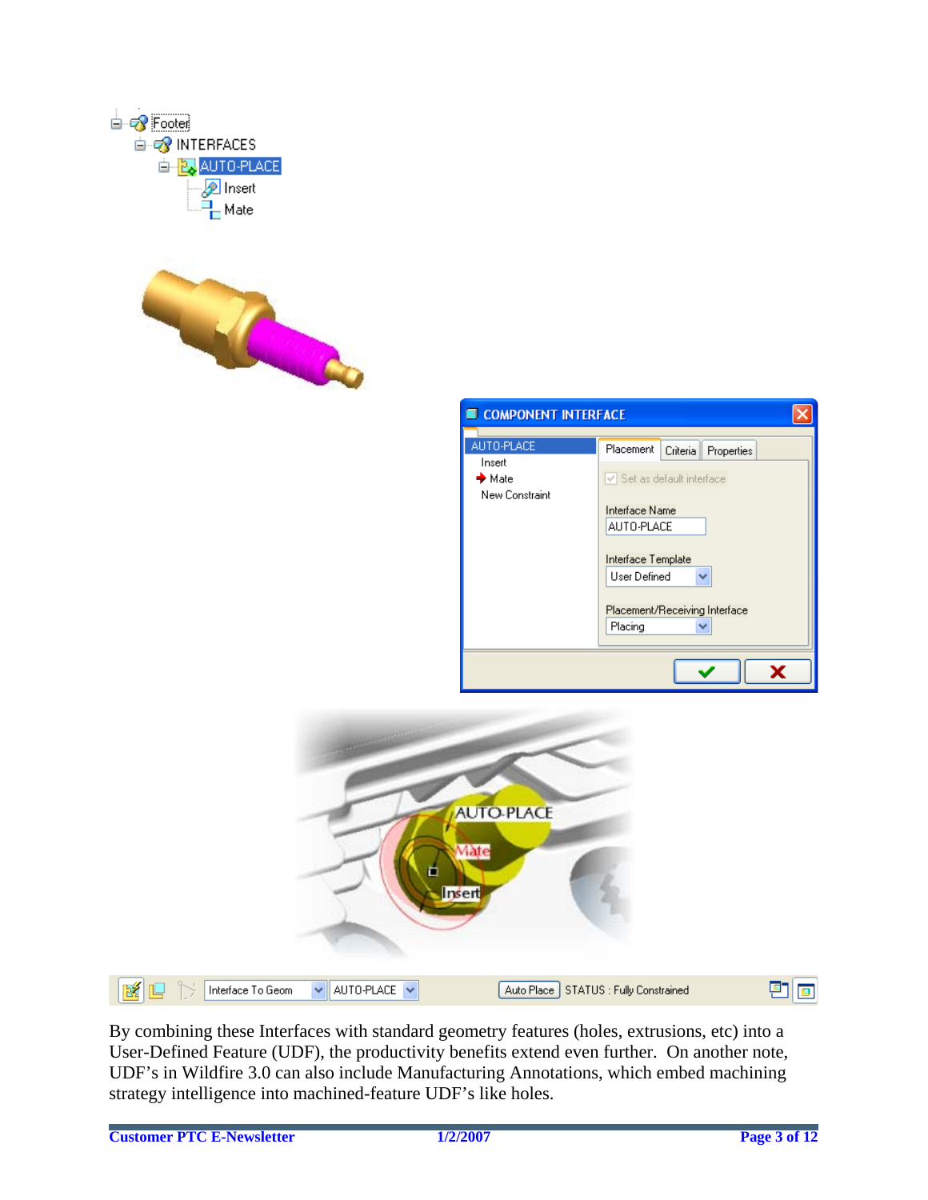By combining these Interfaces with standard geometry features (holes, extrusions, etc) into a User-Defined Feature (UDF), the productivity benefits extend even further. On another note, UDF's in Wildfire 3.0 can also include Manufacturing Annotations, which embed machining strategy intelligence into machined-feature UDF's like holes.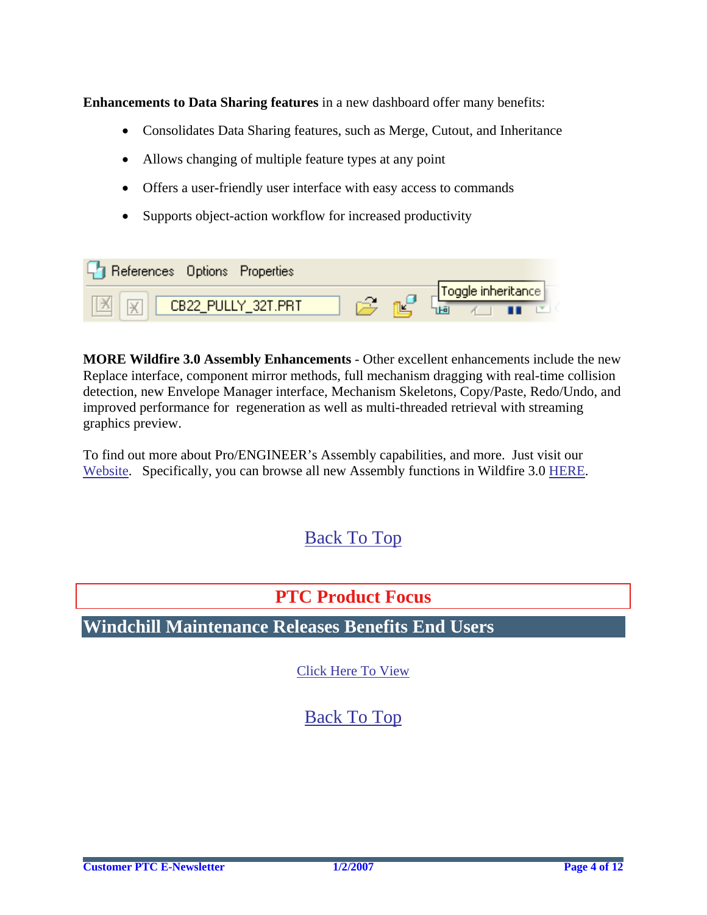**Enhancements to Data Sharing features** in a new dashboard offer many benefits:

- Consolidates Data Sharing features, such as Merge, Cutout, and Inheritance
- Allows changing of multiple feature types at any point
- Offers a user-friendly user interface with easy access to commands
- Supports object-action workflow for increased productivity

**MORE Wildfire 3.0 Assembly Enhancements** - Other excellent enhancements include the new Replace interface, component mirror methods, full mechanism dragging with real-time collision detection, new Envelope Manager interface, Mechanism Skeletons, Copy/Paste, Redo/Undo, and improved performance for regeneration as well as multi-threaded retrieval with streaming graphics preview.

To find out more about Pro/ENGINEER's Assembly capabilities, and more. Just visit our Website. Specifically, you can browse all new Assembly functions in Wildfire 3.0 HERE.

Back To Top

## PTC Product Focus

## Windchill Maintenance Releases Benefits End Users

Click Here To View

Back To Top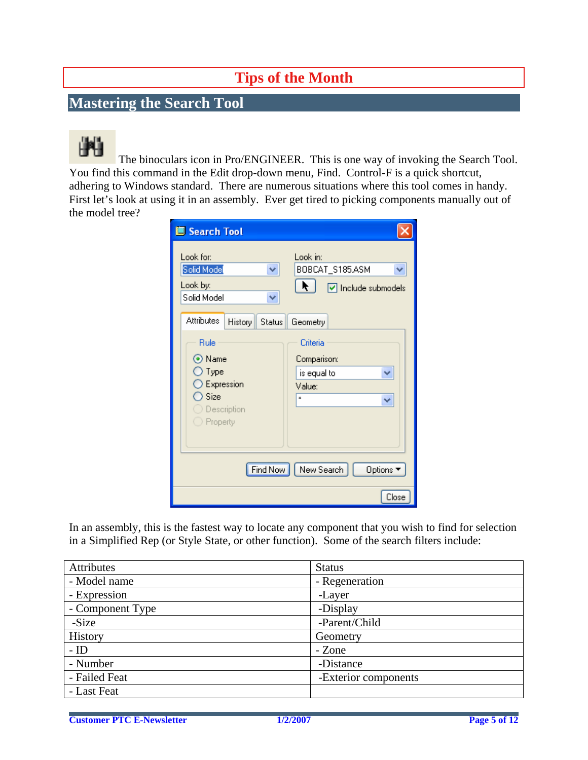# Tips of the Month

## Mastering the Search Tool

The binoculars icon in Pro/ENGINEER. This is one way of invoking the Search Tool. You find this command in the Edit drop-down menu, Find. Control-F is a quick shortcut, adhering to Windows standard. There are numerous situations where this tool comes in handy. First let's look at using it in an assembly. Ever get tired to picking components manually out of the model tree?

In an assembly, this is the fastest way to locate any component that you wish to find for selection in a Simplified Rep (or Style State, or other function). Some of the search filters include:

| Attributes | Status |
|---|---|
| - Model name | - Regeneration |
| - Expression | -Layer |
| - Component Type | -Display |
| -Size | -Parent/Child |
| History | Geometry |
| - ID | - Zone |
| - Number | -Distance |
| - Failed Feat | -Exterior components |
| - Last Feat | |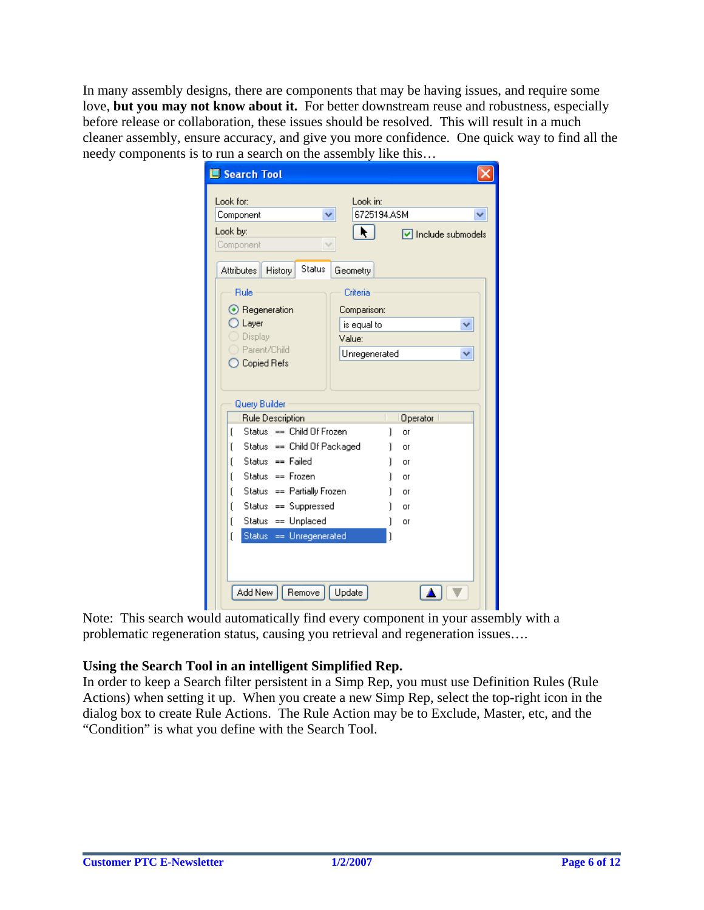In many assembly designs, there are components that may be having issues, and require some love, **but you may not know about it.** For better downstream reuse and robustness, especially before release or collaboration, these issues should be resolved. This will result in a much cleaner assembly, ensure accuracy, and give you more confidence. One quick way to find all the needy components is to run a search on the assembly like this…

Note: This search would automatically find every component in your assembly with a problematic regeneration status, causing you retrieval and regeneration issues….

**Using the Search Tool in an intelligent Simplified Rep.**

In order to keep a Search filter persistent in a Simp Rep, you must use Definition Rules (Rule Actions) when setting it up. When you create a new Simp Rep, select the top-right icon in the dialog box to create Rule Actions. The Rule Action may be to Exclude, Master, etc, and the “Condition” is what you define with the Search Tool.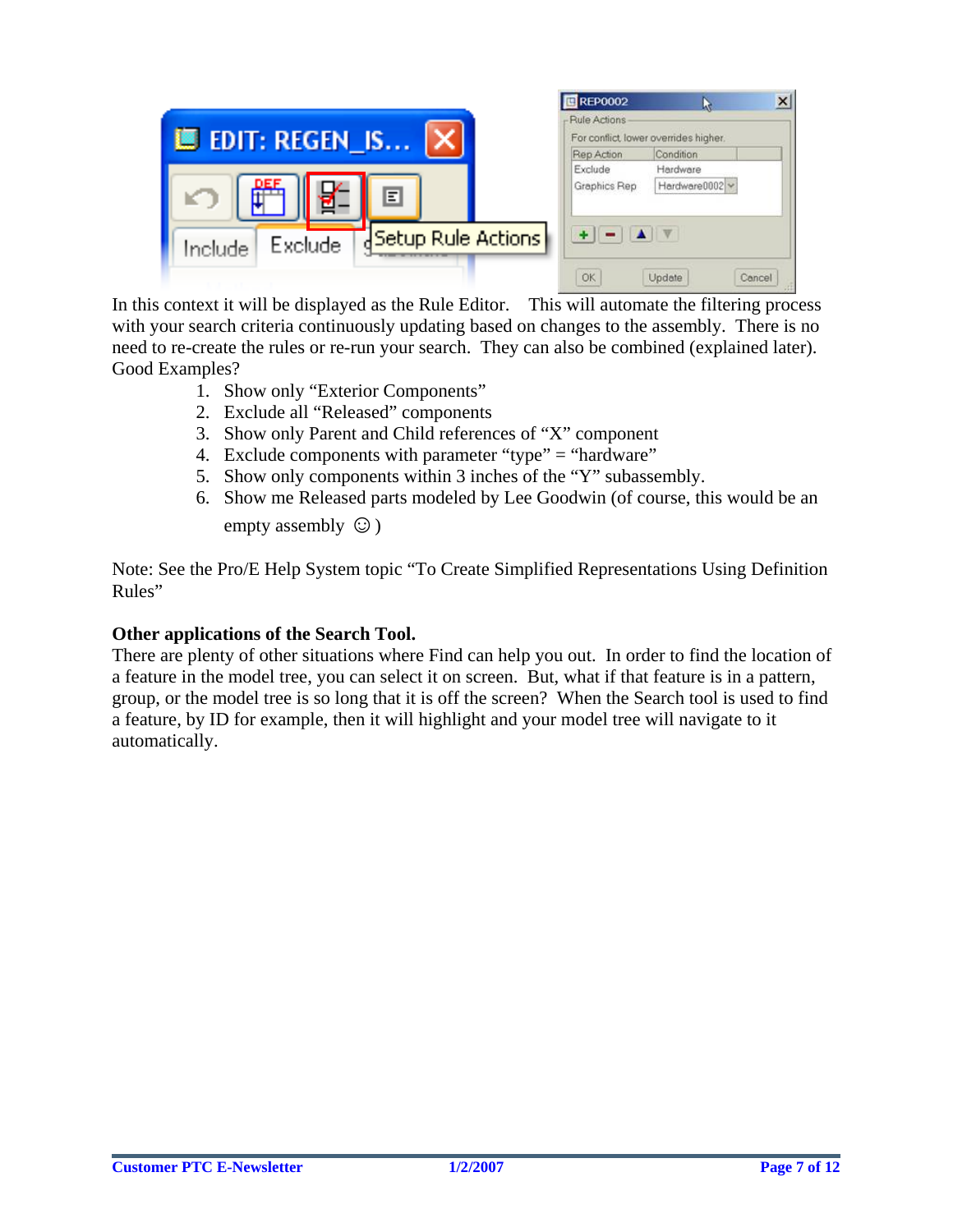In this context it will be displayed as the Rule Editor. This will automate the filtering process with your search criteria continuously updating based on changes to the assembly. There is no need to re-create the rules or re-run your search. They can also be combined (explained later).

Good Examples?

1. Show only "Exterior Components"
2. Exclude all "Released" components
3. Show only Parent and Child references of "X" component
4. Exclude components with parameter "type" = "hardware"
5. Show only components within 3 inches of the "Y" subassembly.
6. Show me Released parts modeled by Lee Goodwin (of course, this would be an empty assembly ☺ )

Note: See the Pro/E Help System topic "To Create Simplified Representations Using Definition Rules"

**Other applications of the Search Tool.**

There are plenty of other situations where Find can help you out. In order to find the location of a feature in the model tree, you can select it on screen. But, what if that feature is in a pattern, group, or the model tree is so long that it is off the screen? When the Search tool is used to find a feature, by ID for example, then it will highlight and your model tree will navigate to it automatically.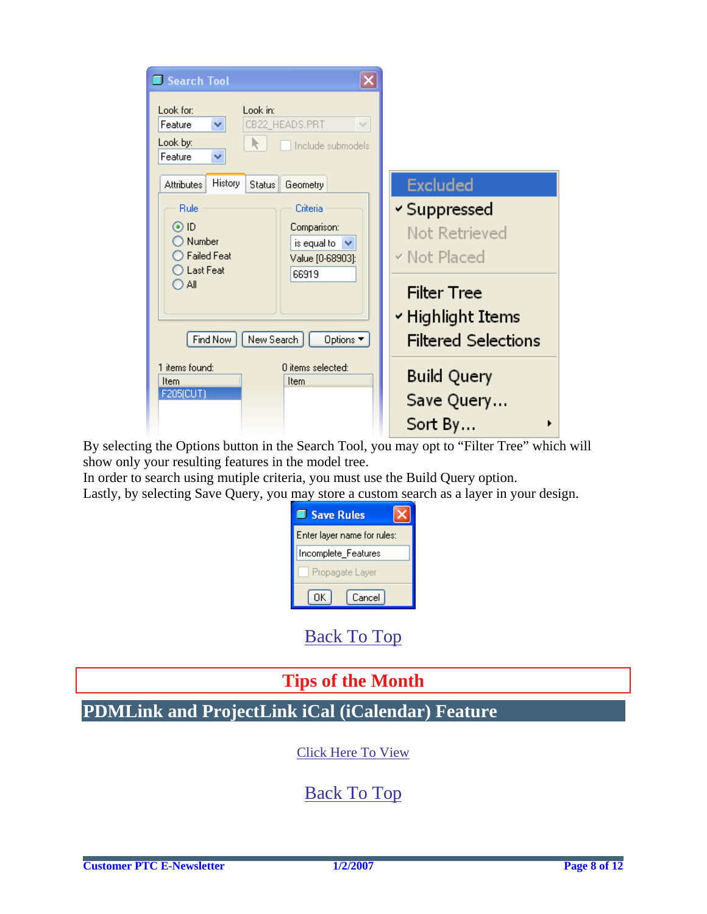By selecting the Options button in the Search Tool, you may opt to “Filter Tree” which will show only your resulting features in the model tree.

In order to search using mutiple criteria, you must use the Build Query option.

Lastly, by selecting Save Query, you may store a custom search as a layer in your design.

Back To Top

## Tips of the Month

## PDMLink and ProjectLink iCal (iCalendar) Feature

Click Here To View

Back To Top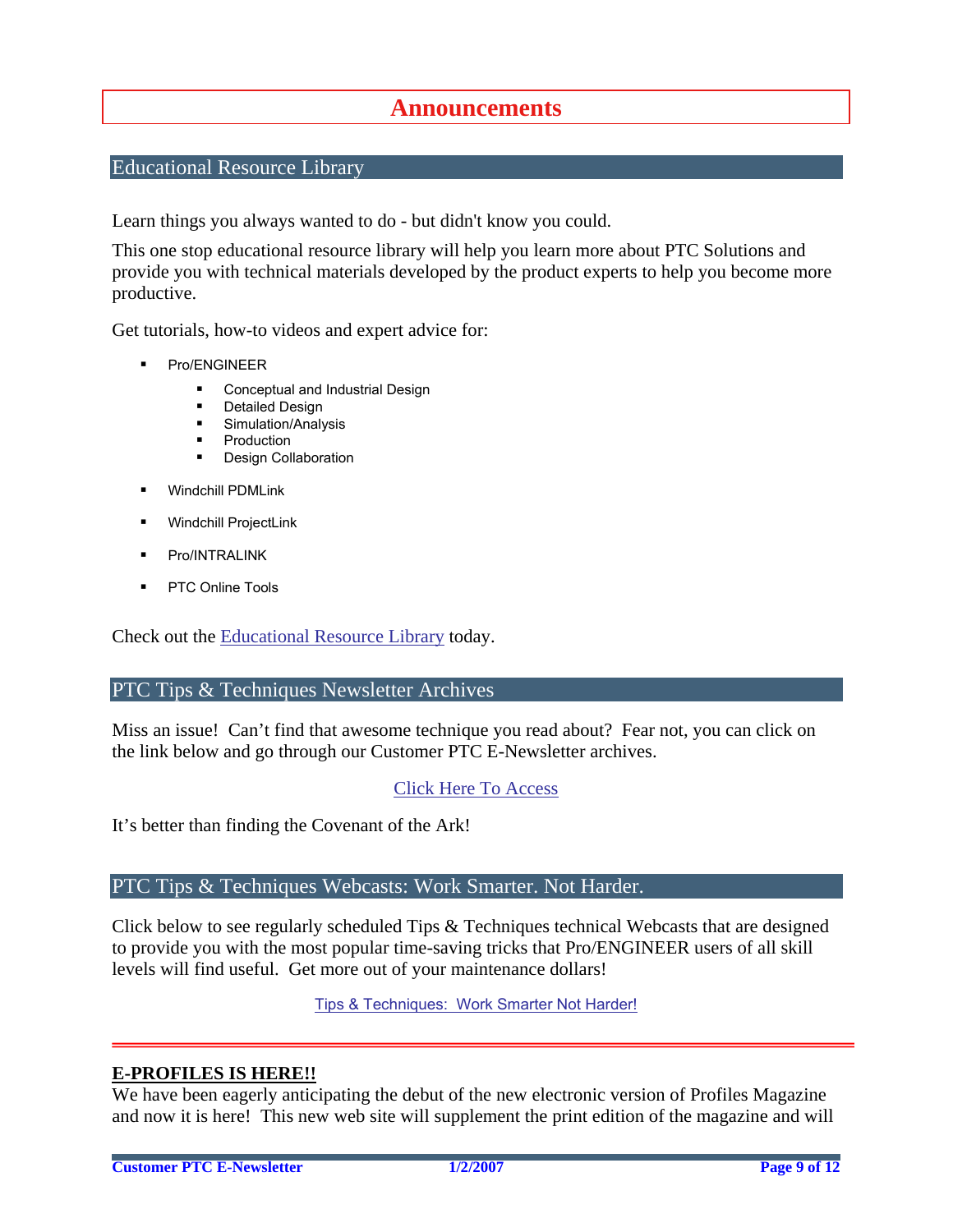# Announcements

## Educational Resource Library

Learn things you always wanted to do - but didn't know you could.

This one stop educational resource library will help you learn more about PTC Solutions and provide you with technical materials developed by the product experts to help you become more productive.

Get tutorials, how-to videos and expert advice for:

- Pro/ENGINEER
  - Conceptual and Industrial Design
  - Detailed Design
  - Simulation/Analysis
  - Production
  - Design Collaboration
- Windchill PDMLink
- Windchill ProjectLink
- Pro/INTRALINK
- PTC Online Tools

Check out the Educational Resource Library today.

## PTC Tips & Techniques Newsletter Archives

Miss an issue! Can't find that awesome technique you read about? Fear not, you can click on the link below and go through our Customer PTC E-Newsletter archives.

Click Here To Access

It's better than finding the Covenant of the Ark!

## PTC Tips & Techniques Webcasts: Work Smarter. Not Harder.

Click below to see regularly scheduled Tips & Techniques technical Webcasts that are designed to provide you with the most popular time-saving tricks that Pro/ENGINEER users of all skill levels will find useful. Get more out of your maintenance dollars!

Tips & Techniques: Work Smarter Not Harder!

---

**E-PROFILES IS HERE!!**

We have been eagerly anticipating the debut of the new electronic version of Profiles Magazine and now it is here! This new web site will supplement the print edition of the magazine and will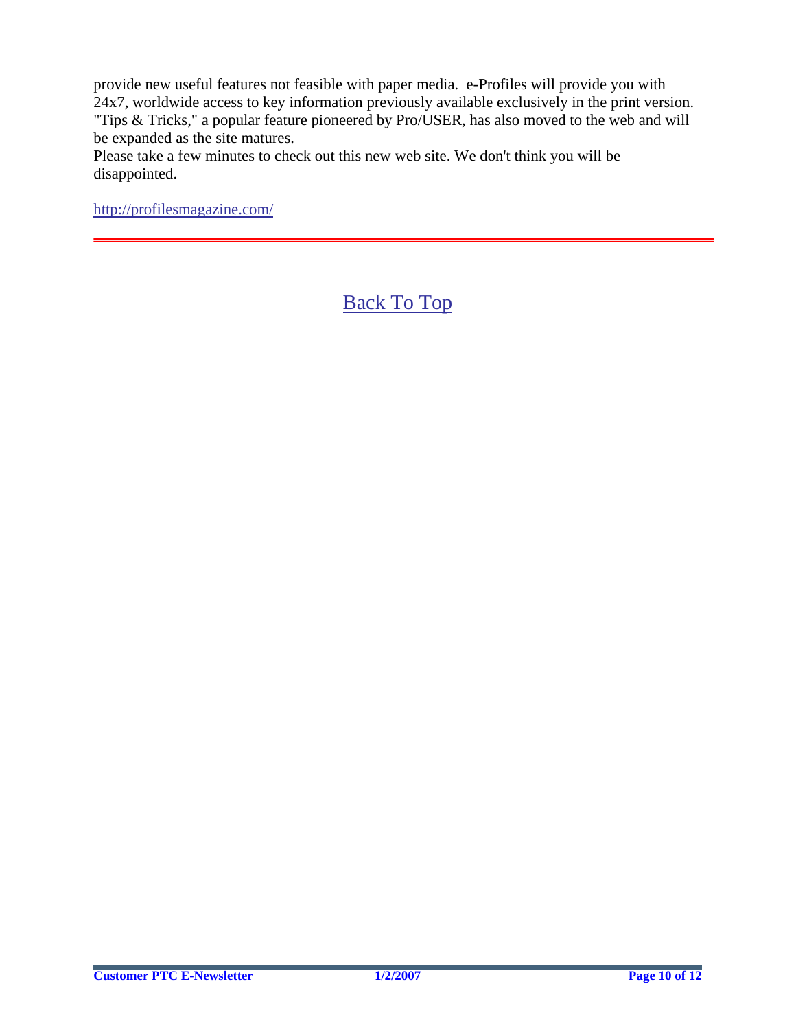provide new useful features not feasible with paper media.  e-Profiles will provide you with 24x7, worldwide access to key information previously available exclusively in the print version. "Tips & Tricks," a popular feature pioneered by Pro/USER, has also moved to the web and will be expanded as the site matures.
Please take a few minutes to check out this new web site. We don't think you will be disappointed.

http://profilesmagazine.com/

---

Back To Top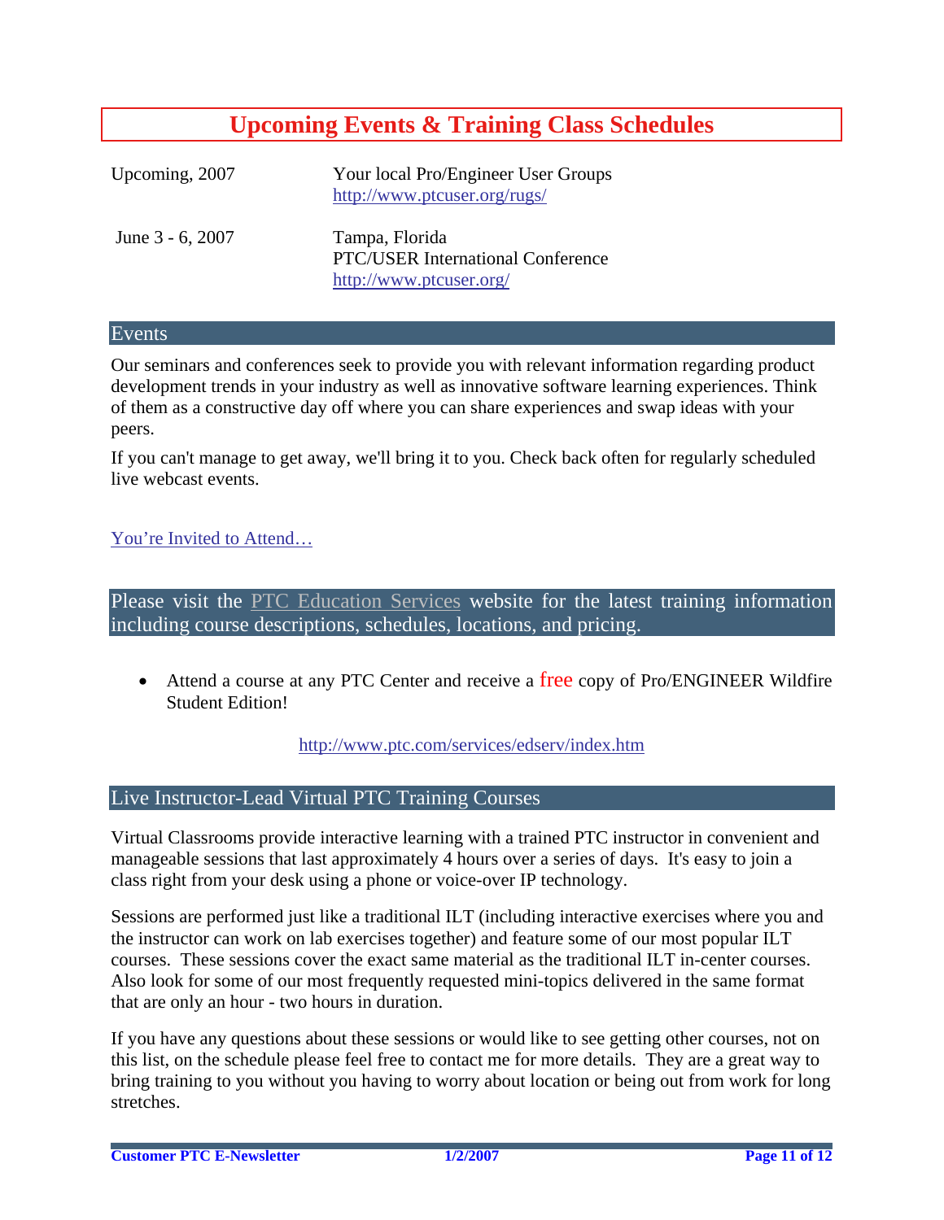## Upcoming Events & Training Class Schedules

| | |
|---|---|
| Upcoming, 2007 | Your local Pro/Engineer User Groups<br>http://www.ptcuser.org/rugs/ |
| June 3 - 6, 2007 | Tampa, Florida<br>PTC/USER International Conference<br>http://www.ptcuser.org/ |

### Events

Our seminars and conferences seek to provide you with relevant information regarding product development trends in your industry as well as innovative software learning experiences. Think of them as a constructive day off where you can share experiences and swap ideas with your peers.

If you can't manage to get away, we'll bring it to you. Check back often for regularly scheduled live webcast events.

You're Invited to Attend…

### Please visit the PTC Education Services website for the latest training information including course descriptions, schedules, locations, and pricing.

- Attend a course at any PTC Center and receive a free copy of Pro/ENGINEER Wildfire Student Edition!

http://www.ptc.com/services/edserv/index.htm

### Live Instructor-Lead Virtual PTC Training Courses

Virtual Classrooms provide interactive learning with a trained PTC instructor in convenient and manageable sessions that last approximately 4 hours over a series of days. It's easy to join a class right from your desk using a phone or voice-over IP technology.

Sessions are performed just like a traditional ILT (including interactive exercises where you and the instructor can work on lab exercises together) and feature some of our most popular ILT courses. These sessions cover the exact same material as the traditional ILT in-center courses. Also look for some of our most frequently requested mini-topics delivered in the same format that are only an hour - two hours in duration.

If you have any questions about these sessions or would like to see getting other courses, not on this list, on the schedule please feel free to contact me for more details. They are a great way to bring training to you without you having to worry about location or being out from work for long stretches.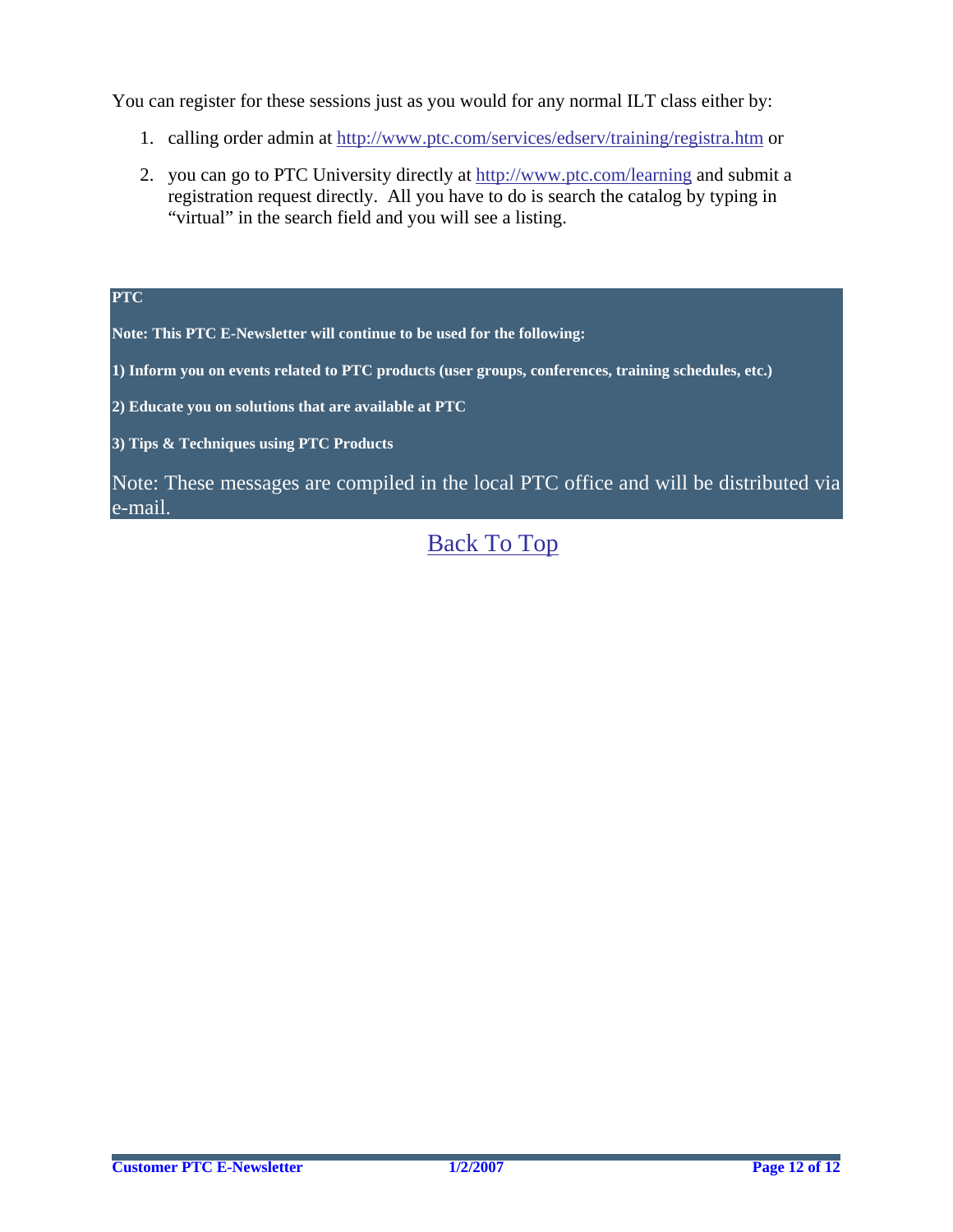You can register for these sessions just as you would for any normal ILT class either by:

1. calling order admin at http://www.ptc.com/services/edserv/training/registra.htm or
2. you can go to PTC University directly at http://www.ptc.com/learning and submit a registration request directly. All you have to do is search the catalog by typing in "virtual" in the search field and you will see a listing.

**PTC**

**Note: This PTC E-Newsletter will continue to be used for the following:**

**1) Inform you on events related to PTC products (user groups, conferences, training schedules, etc.)**

**2) Educate you on solutions that are available at PTC**

**3) Tips & Techniques using PTC Products**

Note: These messages are compiled in the local PTC office and will be distributed via e-mail.

Back To Top